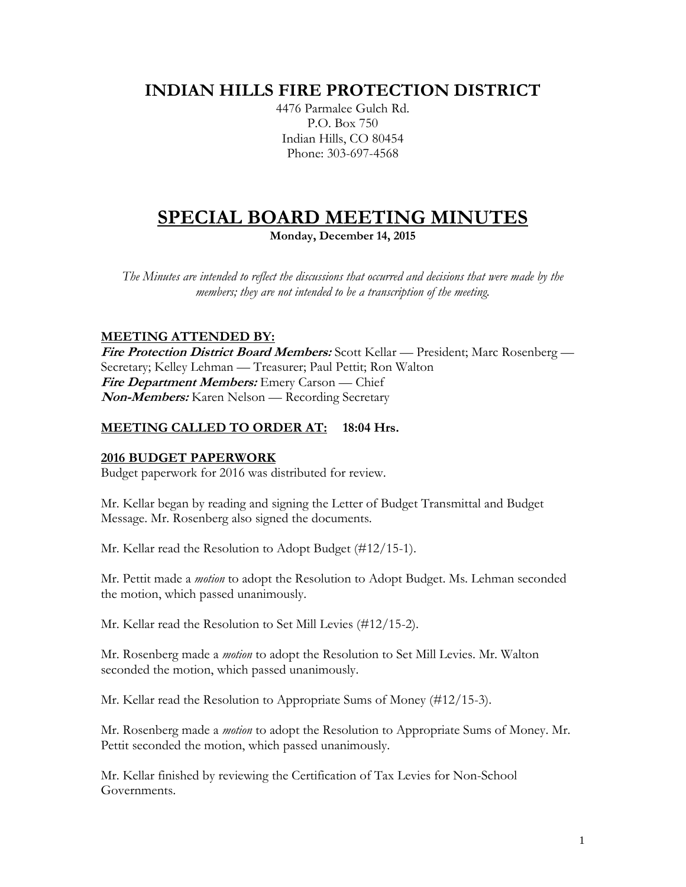# INDIAN HILLS FIRE PROTECTION DISTRICT

4476 Parmalee Gulch Rd.
P.O. Box 750
Indian Hills, CO 80454
Phone: 303-697-4568

# SPECIAL BOARD MEETING MINUTES

**Monday, December 14, 2015**

*The Minutes are intended to reflect the discussions that occurred and decisions that were made by the members; they are not intended to be a transcription of the meeting.*

## MEETING ATTENDED BY:

***Fire Protection District Board Members:*** Scott Kellar — President; Marc Rosenberg — Secretary; Kelley Lehman — Treasurer; Paul Pettit; Ron Walton
***Fire Department Members:*** Emery Carson — Chief
***Non-Members:*** Karen Nelson — Recording Secretary

## MEETING CALLED TO ORDER AT: 18:04 Hrs.

## 2016 BUDGET PAPERWORK

Budget paperwork for 2016 was distributed for review.

Mr. Kellar began by reading and signing the Letter of Budget Transmittal and Budget Message. Mr. Rosenberg also signed the documents.

Mr. Kellar read the Resolution to Adopt Budget (#12/15-1).

Mr. Pettit made a *motion* to adopt the Resolution to Adopt Budget. Ms. Lehman seconded the motion, which passed unanimously.

Mr. Kellar read the Resolution to Set Mill Levies (#12/15-2).

Mr. Rosenberg made a *motion* to adopt the Resolution to Set Mill Levies. Mr. Walton seconded the motion, which passed unanimously.

Mr. Kellar read the Resolution to Appropriate Sums of Money (#12/15-3).

Mr. Rosenberg made a *motion* to adopt the Resolution to Appropriate Sums of Money. Mr. Pettit seconded the motion, which passed unanimously.

Mr. Kellar finished by reviewing the Certification of Tax Levies for Non-School Governments.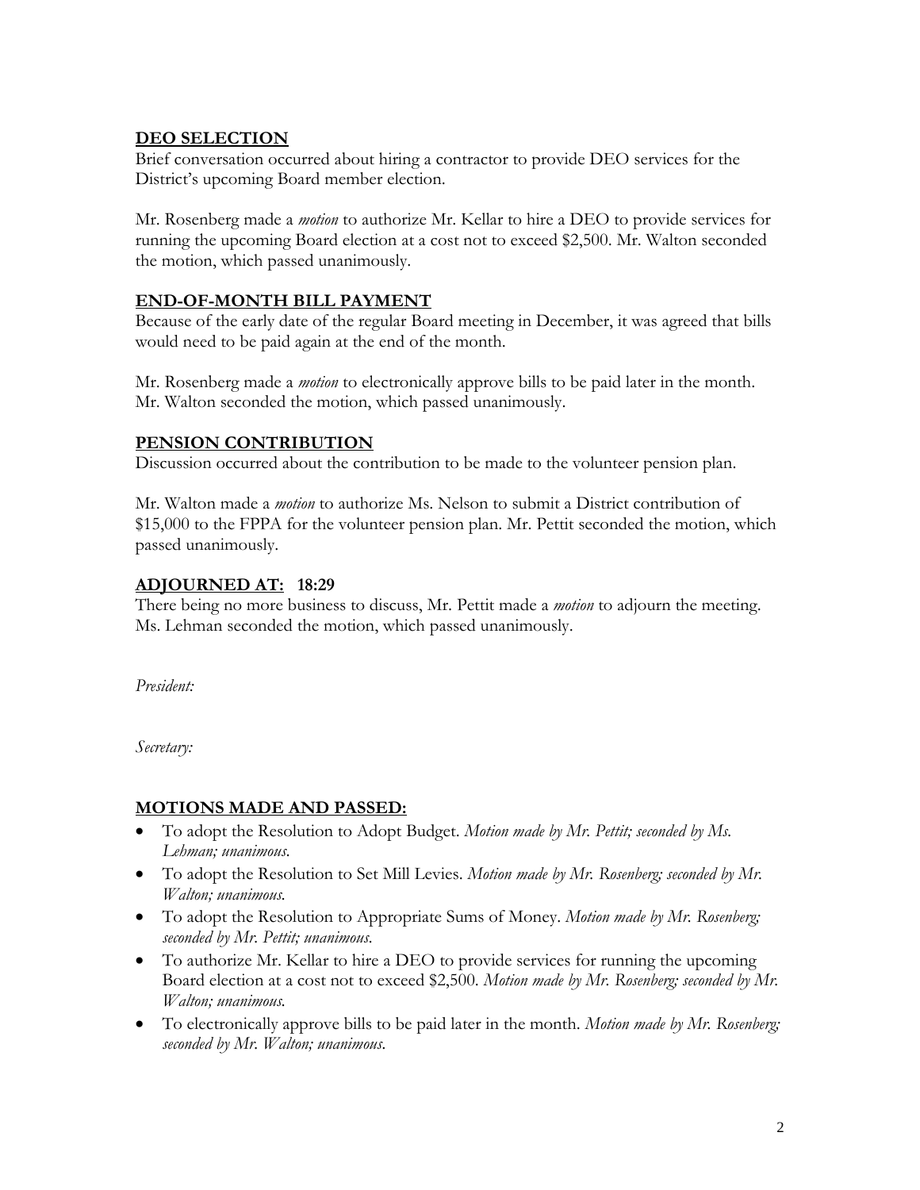**DEO SELECTION**

Brief conversation occurred about hiring a contractor to provide DEO services for the District's upcoming Board member election.

Mr. Rosenberg made a *motion* to authorize Mr. Kellar to hire a DEO to provide services for running the upcoming Board election at a cost not to exceed $2,500. Mr. Walton seconded the motion, which passed unanimously.

**END-OF-MONTH BILL PAYMENT**

Because of the early date of the regular Board meeting in December, it was agreed that bills would need to be paid again at the end of the month.

Mr. Rosenberg made a *motion* to electronically approve bills to be paid later in the month. Mr. Walton seconded the motion, which passed unanimously.

**PENSION CONTRIBUTION**

Discussion occurred about the contribution to be made to the volunteer pension plan.

Mr. Walton made a *motion* to authorize Ms. Nelson to submit a District contribution of $15,000 to the FPPA for the volunteer pension plan. Mr. Pettit seconded the motion, which passed unanimously.

**ADJOURNED AT: 18:29**

There being no more business to discuss, Mr. Pettit made a *motion* to adjourn the meeting. Ms. Lehman seconded the motion, which passed unanimously.

*President:*

*Secretary:*

**MOTIONS MADE AND PASSED:**

- To adopt the Resolution to Adopt Budget. *Motion made by Mr. Pettit; seconded by Ms. Lehman; unanimous.*
- To adopt the Resolution to Set Mill Levies. *Motion made by Mr. Rosenberg; seconded by Mr. Walton; unanimous.*
- To adopt the Resolution to Appropriate Sums of Money. *Motion made by Mr. Rosenberg; seconded by Mr. Pettit; unanimous.*
- To authorize Mr. Kellar to hire a DEO to provide services for running the upcoming Board election at a cost not to exceed $2,500. *Motion made by Mr. Rosenberg; seconded by Mr. Walton; unanimous.*
- To electronically approve bills to be paid later in the month. *Motion made by Mr. Rosenberg; seconded by Mr. Walton; unanimous.*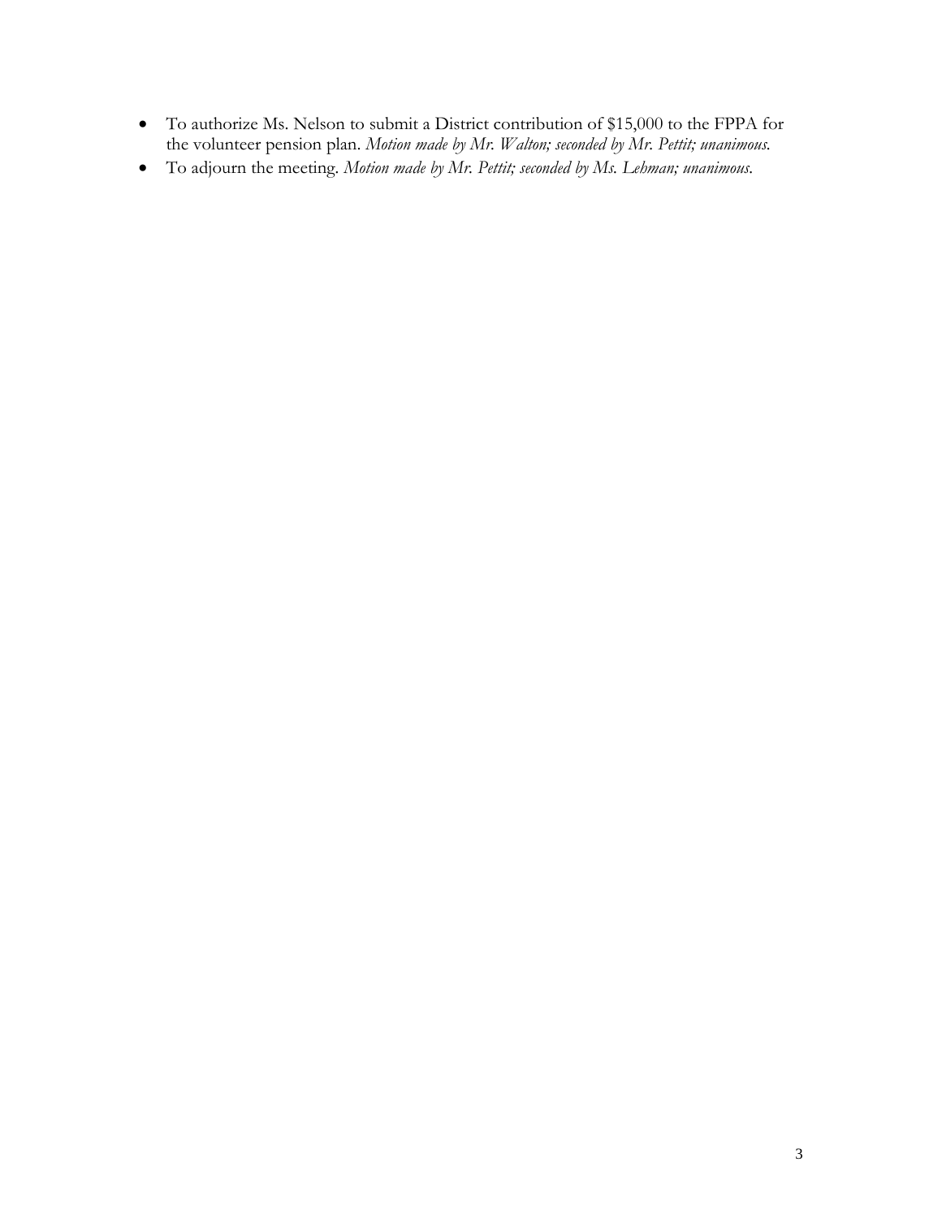- To authorize Ms. Nelson to submit a District contribution of $15,000 to the FPPA for the volunteer pension plan. *Motion made by Mr. Walton; seconded by Mr. Pettit; unanimous.*
- To adjourn the meeting. *Motion made by Mr. Pettit; seconded by Ms. Lehman; unanimous.*